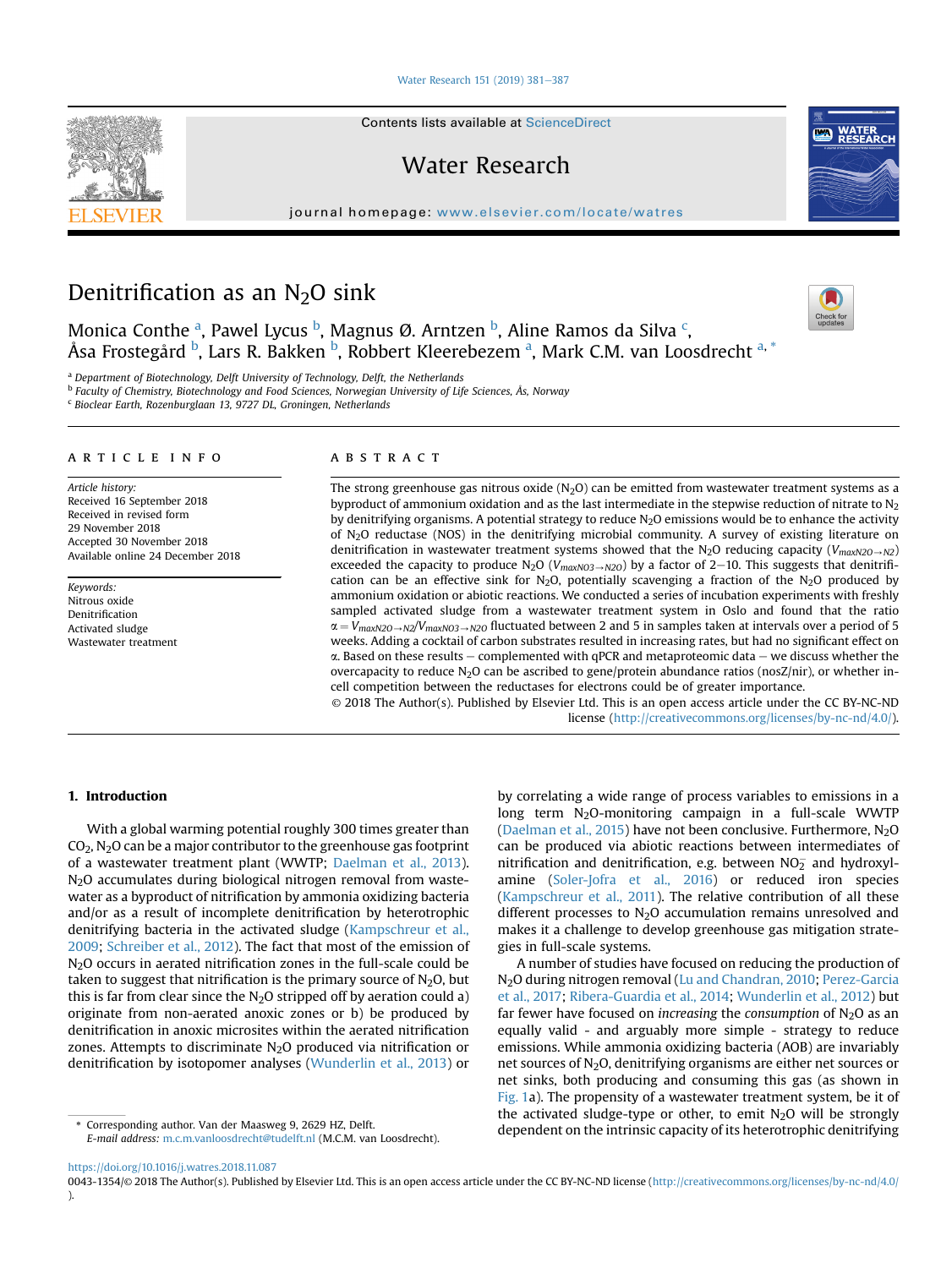# Denitrification as an $N_2O$ sink

Monica Conthe [a], Pawel Lycus [b], Magnus Ø. Arntzen [b], Aline Ramos da Silva [c], Åsa Frostegård [b], Lars R. Bakken [b], Robbert Kleerebezem [a], Mark C.M. van Loosdrecht [a, *]

[a] Department of Biotechnology, Delft University of Technology, Delft, the Netherlands
[b] Faculty of Chemistry, Biotechnology and Food Sciences, Norwegian University of Life Sciences, Ås, Norway
[c] Bioclear Earth, Rozenburglaan 13, 9727 DL, Groningen, Netherlands

## ARTICLE INFO

*Article history:*
Received 16 September 2018
Received in revised form
29 November 2018
Accepted 30 November 2018
Available online 24 December 2018

*Keywords:*
Nitrous oxide
Denitrification
Activated sludge
Wastewater treatment

## ABSTRACT

The strong greenhouse gas nitrous oxide ($N_2O$) can be emitted from wastewater treatment systems as a byproduct of ammonium oxidation and as the last intermediate in the stepwise reduction of nitrate to $N_2$ by denitrifying organisms. A potential strategy to reduce $N_2O$ emissions would be to enhance the activity of $N_2O$ reductase (NOS) in the denitrifying microbial community. A survey of existing literature on denitrification in wastewater treatment systems showed that the $N_2O$ reducing capacity ($V_{maxN2O \rightarrow N2}$) exceeded the capacity to produce $N_2O$ ($V_{maxNO3 \rightarrow N2O}$) by a factor of 2–10. This suggests that denitrification can be an effective sink for $N_2O$, potentially scavenging a fraction of the $N_2O$ produced by ammonium oxidation or abiotic reactions. We conducted a series of incubation experiments with freshly sampled activated sludge from a wastewater treatment system in Oslo and found that the ratio $\alpha = V_{maxN2O \rightarrow N2}/V_{maxNO3 \rightarrow N2O}$ fluctuated between 2 and 5 in samples taken at intervals over a period of 5 weeks. Adding a cocktail of carbon substrates resulted in increasing rates, but had no significant effect on $\alpha$. Based on these results – complemented with qPCR and metaproteomic data – we discuss whether the overcapacity to reduce $N_2O$ can be ascribed to gene/protein abundance ratios (nosZ/nir), or whether in-cell competition between the reductases for electrons could be of greater importance.

© 2018 The Author(s). Published by Elsevier Ltd. This is an open access article under the CC BY-NC-ND license (http://creativecommons.org/licenses/by-nc-nd/4.0/).

## 1. Introduction

With a global warming potential roughly 300 times greater than $CO_2$, $N_2O$ can be a major contributor to the greenhouse gas footprint of a wastewater treatment plant (WWTP; Daelman et al., 2013). $N_2O$ accumulates during biological nitrogen removal from wastewater as a byproduct of nitrification by ammonia oxidizing bacteria and/or as a result of incomplete denitrification by heterotrophic denitrifying bacteria in the activated sludge (Kampschreur et al., 2009; Schreiber et al., 2012). The fact that most of the emission of $N_2O$ occurs in aerated nitrification zones in the full-scale could be taken to suggest that nitrification is the primary source of $N_2O$, but this is far from clear since the $N_2O$ stripped off by aeration could a) originate from non-aerated anoxic zones or b) be produced by denitrification in anoxic microsites within the aerated nitrification zones. Attempts to discriminate $N_2O$ produced via nitrification or denitrification by isotopomer analyses (Wunderlin et al., 2013) or by correlating a wide range of process variables to emissions in a long term $N_2O$-monitoring campaign in a full-scale WWTP (Daelman et al., 2015) have not been conclusive. Furthermore, $N_2O$ can be produced via abiotic reactions between intermediates of nitrification and denitrification, e.g. between $NO_2^-$ and hydroxylamine (Soler-Jofra et al., 2016) or reduced iron species (Kampschreur et al., 2011). The relative contribution of all these different processes to $N_2O$ accumulation remains unresolved and makes it a challenge to develop greenhouse gas mitigation strategies in full-scale systems.

A number of studies have focused on reducing the production of $N_2O$ during nitrogen removal (Lu and Chandran, 2010; Perez-Garcia et al., 2017; Ribera-Guardia et al., 2014; Wunderlin et al., 2012) but far fewer have focused on *increasing* the *consumption* of $N_2O$ as an equally valid - and arguably more simple - strategy to reduce emissions. While ammonia oxidizing bacteria (AOB) are invariably net sources of $N_2O$, denitrifying organisms are either net sources or net sinks, both producing and consuming this gas (as shown in Fig. 1a). The propensity of a wastewater treatment system, be it of the activated sludge-type or other, to emit $N_2O$ will be strongly dependent on the intrinsic capacity of its heterotrophic denitrifying

\* Corresponding author. Van der Maasweg 9, 2629 HZ, Delft.
E-mail address: m.c.m.vanloosdrecht@tudelft.nl (M.C.M. van Loosdrecht).

https://doi.org/10.1016/j.watres.2018.11.087
0043-1354/© 2018 The Author(s). Published by Elsevier Ltd. This is an open access article under the CC BY-NC-ND license (http://creativecommons.org/licenses/by-nc-nd/4.0/).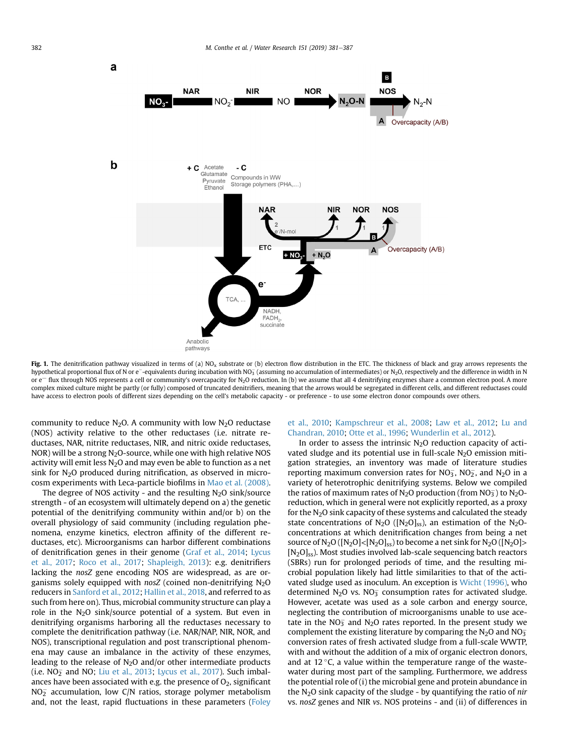**Fig. 1.** The denitrification pathway visualized in terms of (a) $NO_x$ substrate or (b) electron flow distribution in the ETC. The thickness of black and gray arrows represents the hypothetical proportional flux of N or $e^-$-equivalents during incubation with $NO_3^-$ (assuming no accumulation of intermediates) or $N_2O$, respectively and the difference in width in N or $e^-$ flux through NOS represents a cell or community's overcapacity for $N_2O$ reduction. In (b) we assume that all 4 denitrifying enzymes share a common electron pool. A more complex mixed culture might be partly (or fully) composed of truncated denitrifiers, meaning that the arrows would be segregated in different cells, and different reductases could have access to electron pools of different sizes depending on the cell's metabolic capacity - or preference - to use some electron donor compounds over others.

community to reduce $N_2O$. A community with low $N_2O$ reductase (NOS) activity relative to the other reductases (i.e. nitrate reductases, NAR, nitrite reductases, NIR, and nitric oxide reductases, NOR) will be a strong $N_2O$-source, while one with high relative NOS activity will emit less $N_2O$ and may even be able to function as a net sink for $N_2O$ produced during nitrification, as observed in microcosm experiments with Leca-particle biofilms in Mao et al. (2008).

The degree of NOS activity - and the resulting $N_2O$ sink/source strength - of an ecosystem will ultimately depend on a) the genetic potential of the denitrifying community within and/or b) on the overall physiology of said community (including regulation phenomena, enzyme kinetics, electron affinity of the different reductases, etc). Microorganisms can harbor different combinations of denitrification genes in their genome (Graf et al., 2014; Lycus et al., 2017; Roco et al., 2017; Shapleigh, 2013): e.g. denitrifiers lacking the *nosZ* gene encoding NOS are widespread, as are organisms solely equipped with *nosZ* (coined non-denitrifying $N_2O$ reducers in Sanford et al., 2012; Hallin et al., 2018, and referred to as such from here on). Thus, microbial community structure can play a role in the $N_2O$ sink/source potential of a system. But even in denitrifying organisms harboring all the reductases necessary to complete the denitrification pathway (i.e. NAR/NAP, NIR, NOR, and NOS), transcriptional regulation and post transcriptional phenomena may cause an imbalance in the activity of these enzymes, leading to the release of $N_2O$ and/or other intermediate products (i.e. $NO_2^-$ and NO; Liu et al., 2013; Lycus et al., 2017). Such imbalances have been associated with e.g. the presence of $O_2$, significant $NO_2^-$ accumulation, low C/N ratios, storage polymer metabolism and, not the least, rapid fluctuations in these parameters (Foley et al., 2010; Kampschreur et al., 2008; Law et al., 2012; Lu and Chandran, 2010; Otte et al., 1996; Wunderlin et al., 2012).

In order to assess the intrinsic $N_2O$ reduction capacity of activated sludge and its potential use in full-scale $N_2O$ emission mitigation strategies, an inventory was made of literature studies reporting maximum conversion rates for $NO_3^-$, $NO_2^-$, and $N_2O$ in a variety of heterotrophic denitrifying systems. Below we compiled the ratios of maximum rates of $N_2O$ production (from $NO_3^-$) to $N_2O$-reduction, which in general were not explicitly reported, as a proxy for the $N_2O$ sink capacity of these systems and calculated the steady state concentrations of $N_2O$ ($[N_2O]_{ss}$), an estimation of the $N_2O$-concentrations at which denitrification changes from being a net source of $N_2O$ ($[N_2O]<[N_2O]_{ss}$) to become a net sink for $N_2O$ ($[N_2O]>[N_2O]_{ss}$). Most studies involved lab-scale sequencing batch reactors (SBRs) run for prolonged periods of time, and the resulting microbial population likely had little similarities to that of the activated sludge used as inoculum. An exception is Wicht (1996), who determined $N_2O$ vs. $NO_3^-$ consumption rates for activated sludge. However, acetate was used as a sole carbon and energy source, neglecting the contribution of microorganisms unable to use acetate in the $NO_3^-$ and $N_2O$ rates reported. In the present study we complement the existing literature by comparing the $N_2O$ and $NO_3^-$ conversion rates of fresh activated sludge from a full-scale WWTP, with and without the addition of a mix of organic electron donors, and at 12 °C, a value within the temperature range of the wastewater during most part of the sampling. Furthermore, we address the potential role of (i) the microbial gene and protein abundance in the $N_2O$ sink capacity of the sludge - by quantifying the ratio of *nir* vs. *nosZ* genes and NIR *vs*. NOS proteins - and (ii) of differences in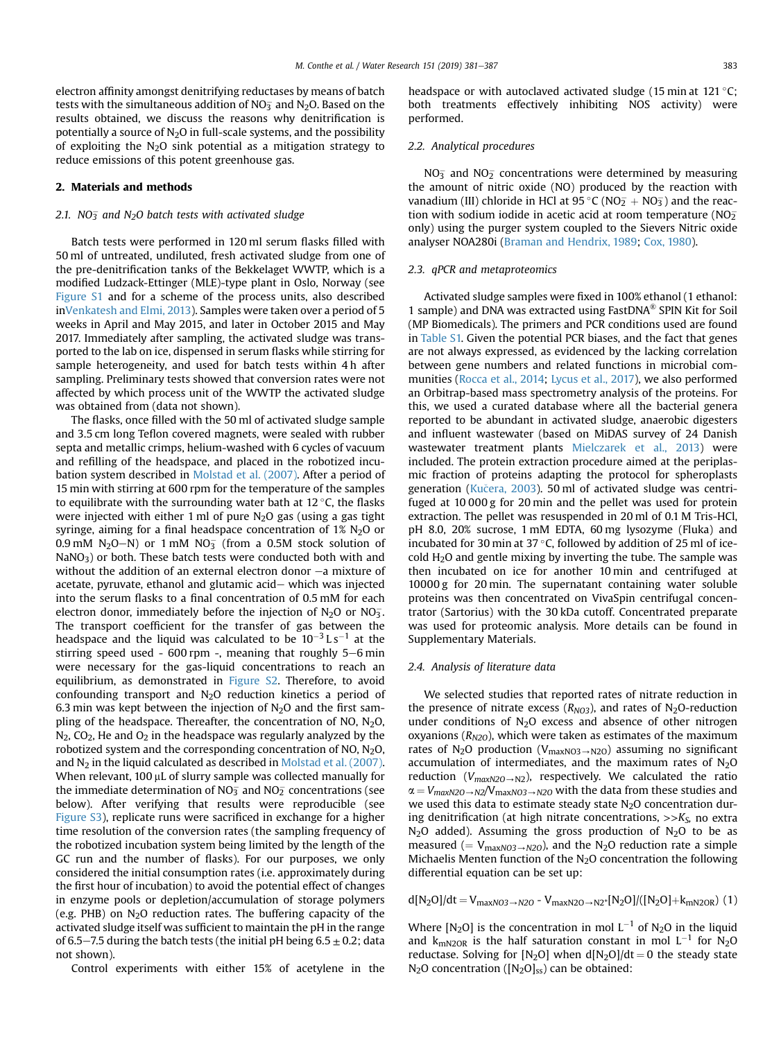electron affinity amongst denitrifying reductases by means of batch tests with the simultaneous addition of $NO_3^-$ and $N_2O$. Based on the results obtained, we discuss the reasons why denitrification is potentially a source of $N_2O$ in full-scale systems, and the possibility of exploiting the $N_2O$ sink potential as a mitigation strategy to reduce emissions of this potent greenhouse gas.

## 2. Materials and methods

### 2.1. $NO_3^-$ and $N_2O$ batch tests with activated sludge

Batch tests were performed in 120 ml serum flasks filled with 50 ml of untreated, undiluted, fresh activated sludge from one of the pre-denitrification tanks of the Bekkelaget WWTP, which is a modified Ludzack-Ettinger (MLE)-type plant in Oslo, Norway (see Figure S1 and for a scheme of the process units, also described inVenkatesh and Elmi, 2013). Samples were taken over a period of 5 weeks in April and May 2015, and later in October 2015 and May 2017. Immediately after sampling, the activated sludge was transported to the lab on ice, dispensed in serum flasks while stirring for sample heterogeneity, and used for batch tests within 4 h after sampling. Preliminary tests showed that conversion rates were not affected by which process unit of the WWTP the activated sludge was obtained from (data not shown).

The flasks, once filled with the 50 ml of activated sludge sample and 3.5 cm long Teflon covered magnets, were sealed with rubber septa and metallic crimps, helium-washed with 6 cycles of vacuum and refilling of the headspace, and placed in the robotized incubation system described in Molstad et al. (2007). After a period of 15 min with stirring at 600 rpm for the temperature of the samples to equilibrate with the surrounding water bath at 12 °C, the flasks were injected with either 1 ml of pure $N_2O$ gas (using a gas tight syringe, aiming for a final headspace concentration of 1% $N_2O$ or 0.9 mM $N_2O{-}N$) or 1 mM $NO_3^-$ (from a 0.5M stock solution of $NaNO_3$) or both. These batch tests were conducted both with and without the addition of an external electron donor —a mixture of acetate, pyruvate, ethanol and glutamic acid— which was injected into the serum flasks to a final concentration of 0.5 mM for each electron donor, immediately before the injection of $N_2O$ or $NO_3^-$. The transport coefficient for the transfer of gas between the headspace and the liquid was calculated to be $10^{-3}\,L\,s^{-1}$ at the stirring speed used - 600 rpm -, meaning that roughly 5−6 min were necessary for the gas-liquid concentrations to reach an equilibrium, as demonstrated in Figure S2. Therefore, to avoid confounding transport and $N_2O$ reduction kinetics a period of 6.3 min was kept between the injection of $N_2O$ and the first sampling of the headspace. Thereafter, the concentration of NO, $N_2O$, $N_2$, $CO_2$, He and $O_2$ in the headspace was regularly analyzed by the robotized system and the corresponding concentration of NO, $N_2O$, and $N_2$ in the liquid calculated as described in Molstad et al. (2007). When relevant, 100 μL of slurry sample was collected manually for the immediate determination of $NO_3^-$ and $NO_2^-$ concentrations (see below). After verifying that results were reproducible (see Figure S3), replicate runs were sacrificed in exchange for a higher time resolution of the conversion rates (the sampling frequency of the robotized incubation system being limited by the length of the GC run and the number of flasks). For our purposes, we only considered the initial consumption rates (i.e. approximately during the first hour of incubation) to avoid the potential effect of changes in enzyme pools or depletion/accumulation of storage polymers (e.g. PHB) on $N_2O$ reduction rates. The buffering capacity of the activated sludge itself was sufficient to maintain the pH in the range of 6.5−7.5 during the batch tests (the initial pH being 6.5 ± 0.2; data not shown).

Control experiments with either 15% of acetylene in the headspace or with autoclaved activated sludge (15 min at 121 °C; both treatments effectively inhibiting NOS activity) were performed.

### 2.2. Analytical procedures

$NO_3^-$ and $NO_2^-$ concentrations were determined by measuring the amount of nitric oxide (NO) produced by the reaction with vanadium (III) chloride in HCl at 95 °C ($NO_2^- + NO_3^-$) and the reaction with sodium iodide in acetic acid at room temperature ($NO_2^-$ only) using the purger system coupled to the Sievers Nitric oxide analyser NOA280i (Braman and Hendrix, 1989; Cox, 1980).

### 2.3. qPCR and metaproteomics

Activated sludge samples were fixed in 100% ethanol (1 ethanol: 1 sample) and DNA was extracted using FastDNA® SPIN Kit for Soil (MP Biomedicals). The primers and PCR conditions used are found in Table S1. Given the potential PCR biases, and the fact that genes are not always expressed, as evidenced by the lacking correlation between gene numbers and related functions in microbial communities (Rocca et al., 2014; Lycus et al., 2017), we also performed an Orbitrap-based mass spectrometry analysis of the proteins. For this, we used a curated database where all the bacterial genera reported to be abundant in activated sludge, anaerobic digesters and influent wastewater (based on MiDAS survey of 24 Danish wastewater treatment plants Mielczarek et al., 2013) were included. The protein extraction procedure aimed at the periplasmic fraction of proteins adapting the protocol for spheroplasts generation (Kučera, 2003). 50 ml of activated sludge was centrifuged at 10 000 g for 20 min and the pellet was used for protein extraction. The pellet was resuspended in 20 ml of 0.1 M Tris-HCl, pH 8.0, 20% sucrose, 1 mM EDTA, 60 mg lysozyme (Fluka) and incubated for 30 min at 37 °C, followed by addition of 25 ml of ice-cold $H_2O$ and gentle mixing by inverting the tube. The sample was then incubated on ice for another 10 min and centrifuged at 10000 g for 20 min. The supernatant containing water soluble proteins was then concentrated on VivaSpin centrifugal concentrator (Sartorius) with the 30 kDa cutoff. Concentrated preparate was used for proteomic analysis. More details can be found in Supplementary Materials.

### 2.4. Analysis of literature data

We selected studies that reported rates of nitrate reduction in the presence of nitrate excess ($R_{NO3}$), and rates of $N_2O$-reduction under conditions of $N_2O$ excess and absence of other nitrogen oxyanions ($R_{N2O}$), which were taken as estimates of the maximum rates of $N_2O$ production ($V_{maxNO3\rightarrow N2O}$) assuming no significant accumulation of intermediates, and the maximum rates of $N_2O$ reduction ($V_{maxN2O\rightarrow N2}$), respectively. We calculated the ratio $\alpha = V_{maxN2O\rightarrow N2}/V_{maxNO3\rightarrow N2O}$ with the data from these studies and we used this data to estimate steady state $N_2O$ concentration during denitrification (at high nitrate concentrations, $>>K_S$, no extra $N_2O$ added). Assuming the gross production of $N_2O$ to be as measured ($= V_{maxNO3\rightarrow N2O}$), and the $N_2O$ reduction rate a simple Michaelis Menten function of the $N_2O$ concentration the following differential equation can be set up:

$$d[N_2O]/dt = V_{maxNO3\rightarrow N2O} - V_{maxN2O\rightarrow N2}{*}[N_2O]/([N_2O]+k_{mN2OR}) \quad (1)$$

Where $[N_2O]$ is the concentration in mol $L^{-1}$ of $N_2O$ in the liquid and $k_{mN2OR}$ is the half saturation constant in mol $L^{-1}$ for $N_2O$ reductase. Solving for $[N_2O]$ when $d[N_2O]/dt = 0$ the steady state $N_2O$ concentration ($[N_2O]_{ss}$) can be obtained: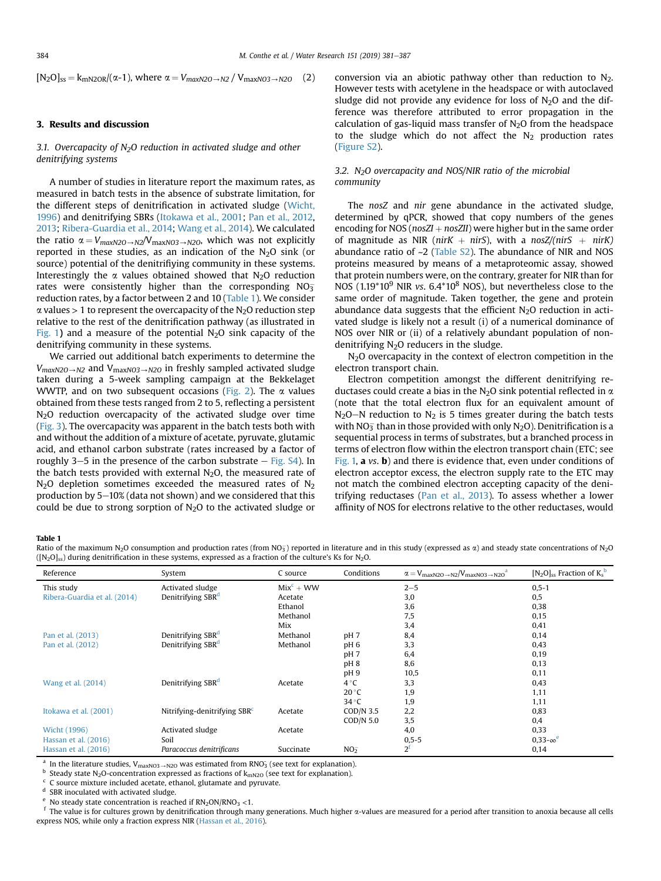$[N_2O]_{ss} = k_{mN2OR}/(\alpha\text{-}1)$, where $\alpha = V_{maxN2O\rightarrow N2} / V_{maxNO3\rightarrow N2O}$ (2)

## 3. Results and discussion

### 3.1. Overcapacity of $N_2O$ reduction in activated sludge and other denitrifying systems

A number of studies in literature report the maximum rates, as measured in batch tests in the absence of substrate limitation, for the different steps of denitrification in activated sludge (Wicht, 1996) and denitrifying SBRs (Itokawa et al., 2001; Pan et al., 2012, 2013; Ribera-Guardia et al., 2014; Wang et al., 2014). We calculated the ratio $\alpha = V_{maxN2O\rightarrow N2}/V_{maxNO3\rightarrow N2O}$, which was not explicitly reported in these studies, as an indication of the $N_2O$ sink (or source) potential of the denitrifiying community in these systems. Interestingly the α values obtained showed that $N_2O$ reduction rates were consistently higher than the corresponding $NO_3^-$ reduction rates, by a factor between 2 and 10 (Table 1). We consider α values > 1 to represent the overcapacity of the $N_2O$ reduction step relative to the rest of the denitrification pathway (as illustrated in Fig. 1) and a measure of the potential $N_2O$ sink capacity of the denitrifying community in these systems.

We carried out additional batch experiments to determine the $V_{maxN2O\rightarrow N2}$ and $V_{maxNO3\rightarrow N2O}$ in freshly sampled activated sludge taken during a 5-week sampling campaign at the Bekkelaget WWTP, and on two subsequent occasions (Fig. 2). The α values obtained from these tests ranged from 2 to 5, reflecting a persistent $N_2O$ reduction overcapacity of the activated sludge over time (Fig. 3). The overcapacity was apparent in the batch tests both with and without the addition of a mixture of acetate, pyruvate, glutamic acid, and ethanol carbon substrate (rates increased by a factor of roughly 3–5 in the presence of the carbon substrate – Fig. S4). In the batch tests provided with external $N_2O$, the measured rate of $N_2O$ depletion sometimes exceeded the measured rates of $N_2$ production by 5–10% (data not shown) and we considered that this could be due to strong sorption of $N_2O$ to the activated sludge or conversion via an abiotic pathway other than reduction to $N_2$. However tests with acetylene in the headspace or with autoclaved sludge did not provide any evidence for loss of $N_2O$ and the difference was therefore attributed to error propagation in the calculation of gas-liquid mass transfer of $N_2O$ from the headspace to the sludge which do not affect the $N_2$ production rates (Figure S2).

### 3.2. $N_2O$ overcapacity and NOS/NIR ratio of the microbial community

The *nosZ* and *nir* gene abundance in the activated sludge, determined by qPCR, showed that copy numbers of the genes encoding for NOS (*nosZI* + *nosZII*) were higher but in the same order of magnitude as NIR (*nirK* + *nirS*), with a *nosZ/(nirS* + *nirK)* abundance ratio of ~2 (Table S2). The abundance of NIR and NOS proteins measured by means of a metaproteomic assay, showed that protein numbers were, on the contrary, greater for NIR than for NOS ($1.19*10^9$ NIR *vs.* $6.4*10^8$ NOS), but nevertheless close to the same order of magnitude. Taken together, the gene and protein abundance data suggests that the efficient $N_2O$ reduction in activated sludge is likely not a result (i) of a numerical dominance of NOS over NIR or (ii) of a relatively abundant population of non-denitrifying $N_2O$ reducers in the sludge.

$N_2O$ overcapacity in the context of electron competition in the electron transport chain.

Electron competition amongst the different denitrifying reductases could create a bias in the $N_2O$ sink potential reflected in α (note that the total electron flux for an equivalent amount of $N_2O$−N reduction to $N_2$ is 5 times greater during the batch tests with $NO_3^-$ than in those provided with only $N_2O$). Denitrification is a sequential process in terms of substrates, but a branched process in terms of electron flow within the electron transport chain (ETC; see Fig. 1, **a** *vs.* **b**) and there is evidence that, even under conditions of electron acceptor excess, the electron supply rate to the ETC may not match the combined electron accepting capacity of the denitrifying reductases (Pan et al., 2013). To assess whether a lower affinity of NOS for electrons relative to the other reductases, would

**Table 1**
Ratio of the maximum $N_2O$ consumption and production rates (from $NO_3^-$) reported in literature and in this study (expressed as α) and steady state concentrations of $N_2O$ ($[N_2O]_{ss}$) during denitrification in these systems, expressed as a fraction of the culture's Ks for $N_2O$.

| Reference | System | C source | Conditions | $\alpha = V_{maxN2O\rightarrow N2}/V_{maxNO3\rightarrow N2O}$ [a] | $[N_2O]_{ss}$ Fraction of $K_s$ [b] |
|---|---|---|---|---|---|
| This study | Activated sludge | Mix[c] + WW | | 2–5 | 0,5-1 |
| Ribera-Guardia et al. (2014) | Denitrifying SBR[d] | Acetate | | 3,0 | 0,5 |
| | | Ethanol | | 3,6 | 0,38 |
| | | Methanol | | 7,5 | 0,15 |
| | | Mix | | 3,4 | 0,41 |
| Pan et al. (2013) | Denitrifying SBR[d] | Methanol | pH 7 | 8,4 | 0,14 |
| Pan et al. (2012) | Denitrifying SBR[d] | Methanol | pH 6 | 3,3 | 0,43 |
| | | | pH 7 | 6,4 | 0,19 |
| | | | pH 8 | 8,6 | 0,13 |
| | | | pH 9 | 10,5 | 0,11 |
| Wang et al. (2014) | Denitrifying SBR[d] | Acetate | 4 °C | 3,3 | 0,43 |
| | | | 20 °C | 1,9 | 1,11 |
| | | | 34 °C | 1,9 | 1,11 |
| Itokawa et al. (2001) | Nitrifying-denitrifying SBR[c] | Acetate | COD/N 3.5 | 2,2 | 0,83 |
| | | | COD/N 5.0 | 3,5 | 0,4 |
| Wicht (1996) | Activated sludge | Acetate | | 4,0 | 0,33 |
| Hassan et al. (2016) | Soil | | | 0,5-5 | 0,33-∞[e] |
| Hassan et al. (2016) | *Paracoccus denitrificans* | Succinate | $NO_2^-$ | 2[f] | 0,14 |

[a] In the literature studies, $V_{maxNO3\rightarrow N2O}$ was estimated from $RNO_3^-$ (see text for explanation).
[b] Steady state $N_2O$-concentration expressed as fractions of $k_{mN2O}$ (see text for explanation).
[c] C source mixture included acetate, ethanol, glutamate and pyruvate.
[d] SBR inoculated with activated sludge.
[e] No steady state concentration is reached if $RN_2ON/RNO_3$ <1.
[f] The value is for cultures grown by denitrification through many generations. Much higher α-values are measured for a period after transition to anoxia because all cells express NOS, while only a fraction express NIR (Hassan et al., 2016).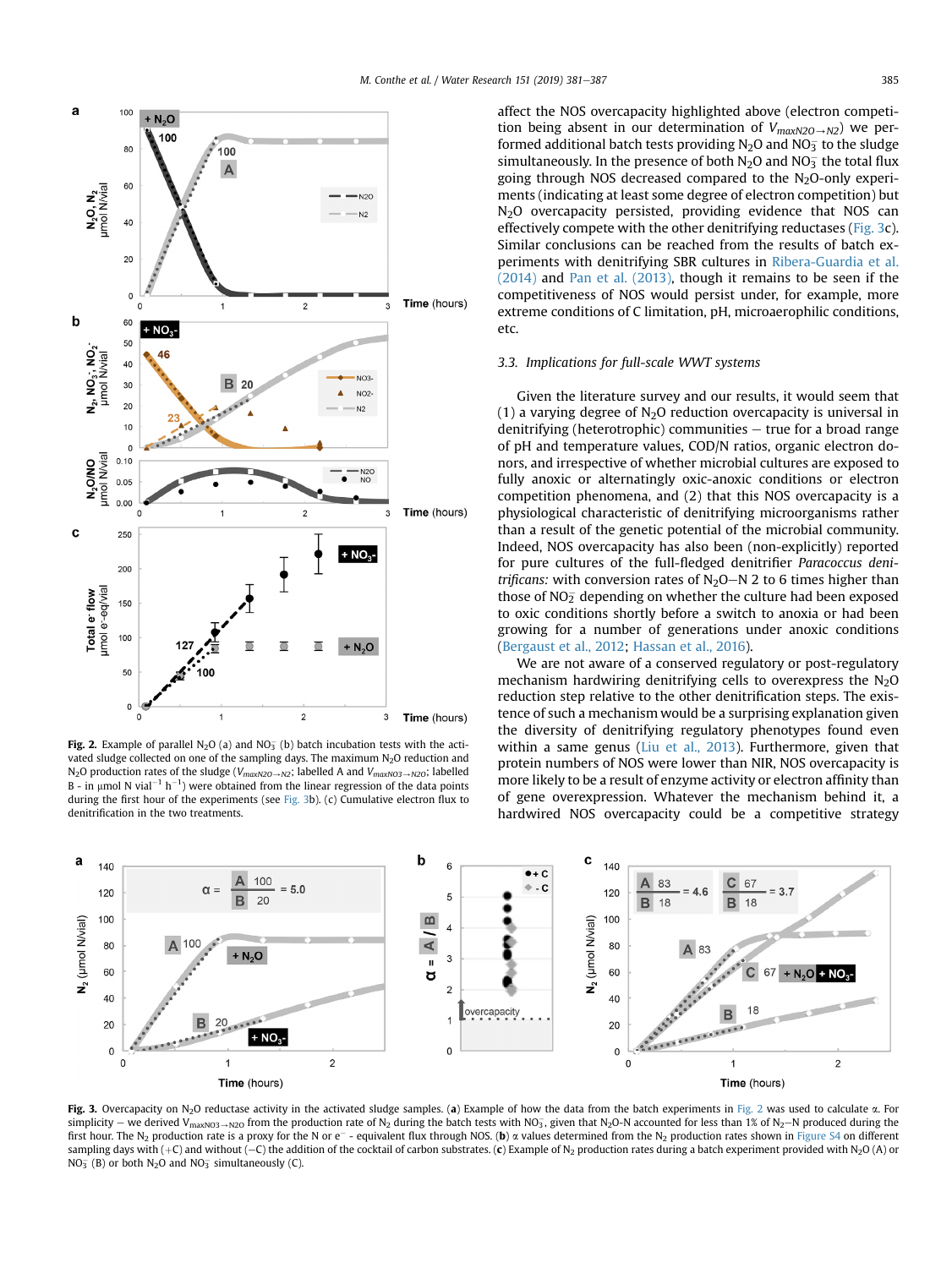affect the NOS overcapacity highlighted above (electron competition being absent in our determination of $V_{maxN2O \rightarrow N2}$) we performed additional batch tests providing $N_2O$ and $NO_3^-$ to the sludge simultaneously. In the presence of both $N_2O$ and $NO_3^-$ the total flux going through NOS decreased compared to the $N_2O$-only experiments (indicating at least some degree of electron competition) but $N_2O$ overcapacity persisted, providing evidence that NOS can effectively compete with the other denitrifying reductases (Fig. 3c). Similar conclusions can be reached from the results of batch experiments with denitrifying SBR cultures in Ribera-Guardia et al. (2014) and Pan et al. (2013), though it remains to be seen if the competitiveness of NOS would persist under, for example, more extreme conditions of C limitation, pH, microaerophilic conditions, etc.

### 3.3. Implications for full-scale WWT systems

Given the literature survey and our results, it would seem that (1) a varying degree of $N_2O$ reduction overcapacity is universal in denitrifying (heterotrophic) communities — true for a broad range of pH and temperature values, COD/N ratios, organic electron donors, and irrespective of whether microbial cultures are exposed to fully anoxic or alternatingly oxic-anoxic conditions or electron competition phenomena, and (2) that this NOS overcapacity is a physiological characteristic of denitrifying microorganisms rather than a result of the genetic potential of the microbial community. Indeed, NOS overcapacity has also been (non-explicitly) reported for pure cultures of the full-fledged denitrifier *Paracoccus denitrificans:* with conversion rates of $N_2O$—N 2 to 6 times higher than those of $NO_2^-$ depending on whether the culture had been exposed to oxic conditions shortly before a switch to anoxia or had been growing for a number of generations under anoxic conditions (Bergaust et al., 2012; Hassan et al., 2016).

We are not aware of a conserved regulatory or post-regulatory mechanism hardwiring denitrifying cells to overexpress the $N_2O$ reduction step relative to the other denitrification steps. The existence of such a mechanism would be a surprising explanation given the diversity of denitrifying regulatory phenotypes found even within a same genus (Liu et al., 2013). Furthermore, given that protein numbers of NOS were lower than NIR, NOS overcapacity is more likely to be a result of enzyme activity or electron affinity than of gene overexpression. Whatever the mechanism behind it, a hardwired NOS overcapacity could be a competitive strategy

**Fig. 2.** Example of parallel $N_2O$ (a) and $NO_3^-$ (b) batch incubation tests with the activated sludge collected on one of the sampling days. The maximum $N_2O$ reduction and $N_2O$ production rates of the sludge ($V_{maxN2O \rightarrow N2}$; labelled A and $V_{maxNO3 \rightarrow N2O}$; labelled B - in μmol N vial$^{-1}$ h$^{-1}$) were obtained from the linear regression of the data points during the first hour of the experiments (see Fig. 3b). (c) Cumulative electron flux to denitrification in the two treatments.

**Fig. 3.** Overcapacity on $N_2O$ reductase activity in the activated sludge samples. (**a**) Example of how the data from the batch experiments in Fig. 2 was used to calculate α. For simplicity – we derived $V_{maxNO3 \rightarrow N2O}$ from the production rate of $N_2$ during the batch tests with $NO_3^-$, given that $N_2O$-N accounted for less than 1% of $N_2$—N produced during the first hour. The $N_2$ production rate is a proxy for the N or e$^-$ - equivalent flux through NOS. (**b**) α values determined from the $N_2$ production rates shown in Figure S4 on different sampling days with (+C) and without (−C) the addition of the cocktail of carbon substrates. (**c**) Example of $N_2$ production rates during a batch experiment provided with $N_2O$ (A) or $NO_3^-$ (B) or both $N_2O$ and $NO_3^-$ simultaneously (C).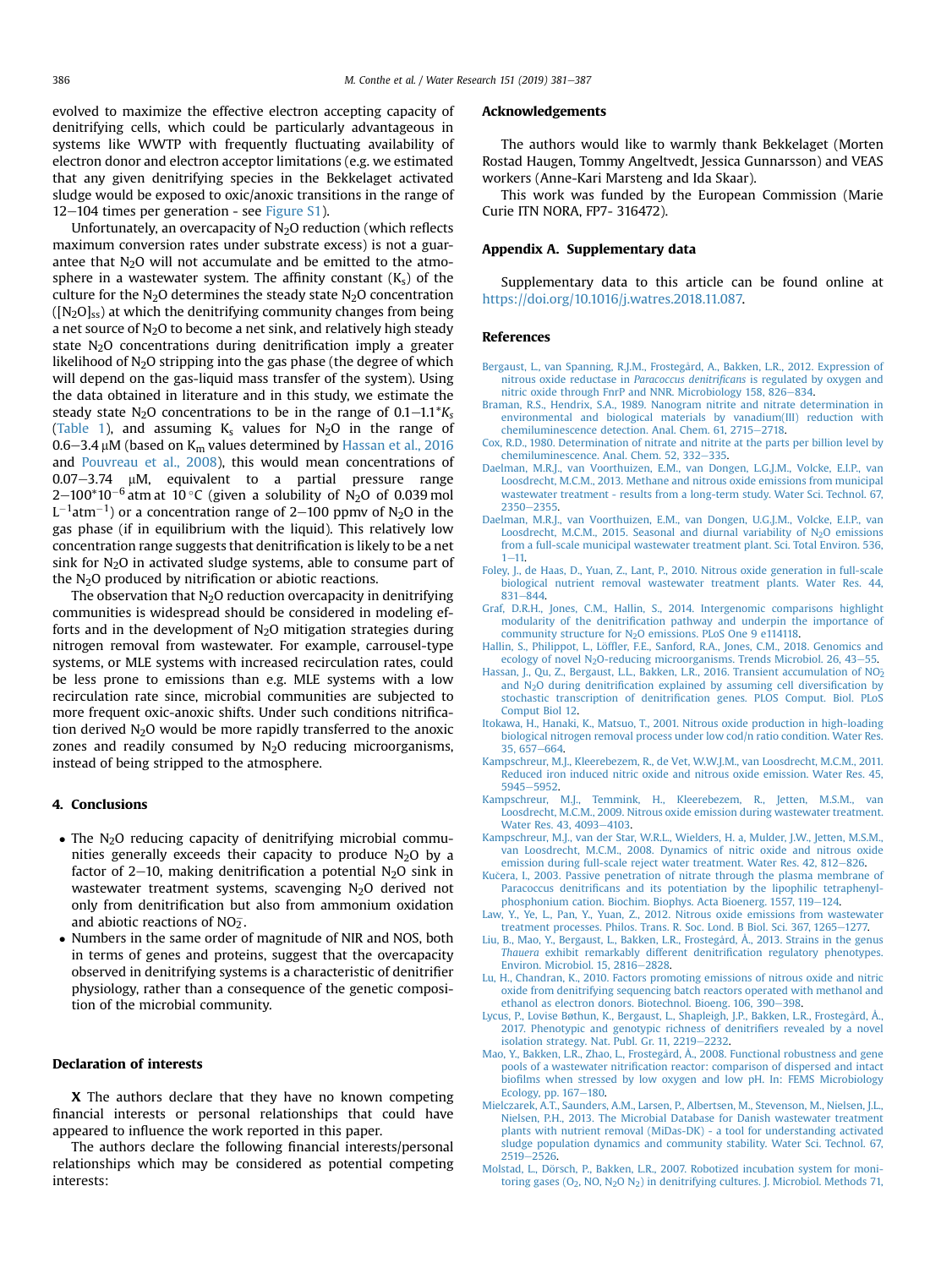evolved to maximize the effective electron accepting capacity of denitrifying cells, which could be particularly advantageous in systems like WWTP with frequently fluctuating availability of electron donor and electron acceptor limitations (e.g. we estimated that any given denitrifying species in the Bekkelaget activated sludge would be exposed to oxic/anoxic transitions in the range of 12–104 times per generation - see Figure S1).

Unfortunately, an overcapacity of $N_2O$ reduction (which reflects maximum conversion rates under substrate excess) is not a guarantee that $N_2O$ will not accumulate and be emitted to the atmosphere in a wastewater system. The affinity constant ($K_s$) of the culture for the $N_2O$ determines the steady state $N_2O$ concentration ($[N_2O]_{ss}$) at which the denitrifying community changes from being a net source of $N_2O$ to become a net sink, and relatively high steady state $N_2O$ concentrations during denitrification imply a greater likelihood of $N_2O$ stripping into the gas phase (the degree of which will depend on the gas-liquid mass transfer of the system). Using the data obtained in literature and in this study, we estimate the steady state $N_2O$ concentrations to be in the range of $0.1–1.1*K_s$ (Table 1), and assuming $K_s$ values for $N_2O$ in the range of 0.6–3.4 μM (based on $K_m$ values determined by Hassan et al., 2016 and Pouvreau et al., 2008), this would mean concentrations of 0.07–3.74 μM, equivalent to a partial pressure range $2–100*10^{-6}$ atm at 10 °C (given a solubility of $N_2O$ of 0.039 mol $L^{-1}atm^{-1}$) or a concentration range of 2–100 ppmv of $N_2O$ in the gas phase (if in equilibrium with the liquid). This relatively low concentration range suggests that denitrification is likely to be a net sink for $N_2O$ in activated sludge systems, able to consume part of the $N_2O$ produced by nitrification or abiotic reactions.

The observation that $N_2O$ reduction overcapacity in denitrifying communities is widespread should be considered in modeling efforts and in the development of $N_2O$ mitigation strategies during nitrogen removal from wastewater. For example, carrousel-type systems, or MLE systems with increased recirculation rates, could be less prone to emissions than e.g. MLE systems with a low recirculation rate since, microbial communities are subjected to more frequent oxic-anoxic shifts. Under such conditions nitrification derived $N_2O$ would be more rapidly transferred to the anoxic zones and readily consumed by $N_2O$ reducing microorganisms, instead of being stripped to the atmosphere.

## 4. Conclusions

- The $N_2O$ reducing capacity of denitrifying microbial communities generally exceeds their capacity to produce $N_2O$ by a factor of 2–10, making denitrification a potential $N_2O$ sink in wastewater treatment systems, scavenging $N_2O$ derived not only from denitrification but also from ammonium oxidation and abiotic reactions of $NO_2^-$.
- Numbers in the same order of magnitude of NIR and NOS, both in terms of genes and proteins, suggest that the overcapacity observed in denitrifying systems is a characteristic of denitrifier physiology, rather than a consequence of the genetic composition of the microbial community.

## Declaration of interests

**X** The authors declare that they have no known competing financial interests or personal relationships that could have appeared to influence the work reported in this paper.

The authors declare the following financial interests/personal relationships which may be considered as potential competing interests:

## Acknowledgements

The authors would like to warmly thank Bekkelaget (Morten Rostad Haugen, Tommy Angeltvedt, Jessica Gunnarsson) and VEAS workers (Anne-Kari Marsteng and Ida Skaar).

This work was funded by the European Commission (Marie Curie ITN NORA, FP7- 316472).

## Appendix A. Supplementary data

Supplementary data to this article can be found online at https://doi.org/10.1016/j.watres.2018.11.087.

## References

Bergaust, L., van Spanning, R.J.M., Frostegård, A., Bakken, L.R., 2012. Expression of nitrous oxide reductase in *Paracoccus denitrificans* is regulated by oxygen and nitric oxide through FnrP and NNR. Microbiology 158, 826–834.

Braman, R.S., Hendrix, S.A., 1989. Nanogram nitrite and nitrate determination in environmental and biological materials by vanadium(III) reduction with chemiluminescence detection. Anal. Chem. 61, 2715–2718.

Cox, R.D., 1980. Determination of nitrate and nitrite at the parts per billion level by chemiluminescence. Anal. Chem. 52, 332–335.

Daelman, M.R.J., van Voorthuizen, E.M., van Dongen, L.G.J.M., Volcke, E.I.P., van Loosdrecht, M.C.M., 2013. Methane and nitrous oxide emissions from municipal wastewater treatment - results from a long-term study. Water Sci. Technol. 67, 2350–2355.

Daelman, M.R.J., van Voorthuizen, E.M., van Dongen, U.G.J.M., Volcke, E.I.P., van Loosdrecht, M.C.M., 2015. Seasonal and diurnal variability of $N_2O$ emissions from a full-scale municipal wastewater treatment plant. Sci. Total Environ. 536, 1–11.

Foley, J., de Haas, D., Yuan, Z., Lant, P., 2010. Nitrous oxide generation in full-scale biological nutrient removal wastewater treatment plants. Water Res. 44, 831–844.

Graf, D.R.H., Jones, C.M., Hallin, S., 2014. Intergenomic comparisons highlight modularity of the denitrification pathway and underpin the importance of community structure for $N_2O$ emissions. PLoS One 9 e114118.

Hallin, S., Philippot, L., Löffler, F.E., Sanford, R.A., Jones, C.M., 2018. Genomics and ecology of novel $N_2O$-reducing microorganisms. Trends Microbiol. 26, 43–55.

Hassan, J., Qu, Z., Bergaust, L.L., Bakken, L.R., 2016. Transient accumulation of $NO_2^-$ and $N_2O$ during denitrification explained by assuming cell diversification by stochastic transcription of denitrification genes. PLOS Comput. Biol. PLoS Comput Biol 12.

Itokawa, H., Hanaki, K., Matsuo, T., 2001. Nitrous oxide production in high-loading biological nitrogen removal process under low cod/n ratio condition. Water Res. 35, 657–664.

Kampschreur, M.J., Kleerebezem, R., de Vet, W.W.J.M., van Loosdrecht, M.C.M., 2011. Reduced iron induced nitric oxide and nitrous oxide emission. Water Res. 45, 5945–5952.

Kampschreur, M.J., Temmink, H., Kleerebezem, R., Jetten, M.S.M., van Loosdrecht, M.C.M., 2009. Nitrous oxide emission during wastewater treatment. Water Res. 43, 4093–4103.

Kampschreur, M.J., van der Star, W.R.L., Wielders, H. a, Mulder, J.W., Jetten, M.S.M., van Loosdrecht, M.C.M., 2008. Dynamics of nitric oxide and nitrous oxide emission during full-scale reject water treatment. Water Res. 42, 812–826.

Kučera, I., 2003. Passive penetration of nitrate through the plasma membrane of Paracoccus denitrificans and its potentiation by the lipophilic tetraphenylphosphonium cation. Biochim. Biophys. Acta Bioenerg. 1557, 119–124.

Law, Y., Ye, L., Pan, Y., Yuan, Z., 2012. Nitrous oxide emissions from wastewater treatment processes. Philos. Trans. R. Soc. Lond. B Biol. Sci. 367, 1265–1277.

Liu, B., Mao, Y., Bergaust, L., Bakken, L.R., Frostegård, Å., 2013. Strains in the genus *Thauera* exhibit remarkably different denitrification regulatory phenotypes. Environ. Microbiol. 15, 2816–2828.

Lu, H., Chandran, K., 2010. Factors promoting emissions of nitrous oxide and nitric oxide from denitrifying sequencing batch reactors operated with methanol and ethanol as electron donors. Biotechnol. Bioeng. 106, 390–398.

Lycus, P., Lovise Bøthun, K., Bergaust, L., Shapleigh, J.P., Bakken, L.R., Frostegård, Å., 2017. Phenotypic and genotypic richness of denitrifiers revealed by a novel isolation strategy. Nat. Publ. Gr. 11, 2219–2232.

Mao, Y., Bakken, L.R., Zhao, L., Frostegård, Å., 2008. Functional robustness and gene pools of a wastewater nitrification reactor: comparison of dispersed and intact biofilms when stressed by low oxygen and low pH. In: FEMS Microbiology Ecology, pp. 167–180.

Mielczarek, A.T., Saunders, A.M., Larsen, P., Albertsen, M., Stevenson, M., Nielsen, J.L., Nielsen, P.H., 2013. The Microbial Database for Danish wastewater treatment plants with nutrient removal (MiDas-DK) - a tool for understanding activated sludge population dynamics and community stability. Water Sci. Technol. 67, 2519–2526.

Molstad, L., Dörsch, P., Bakken, L.R., 2007. Robotized incubation system for monitoring gases ($O_2$, NO, $N_2O$ $N_2$) in denitrifying cultures. J. Microbiol. Methods 71,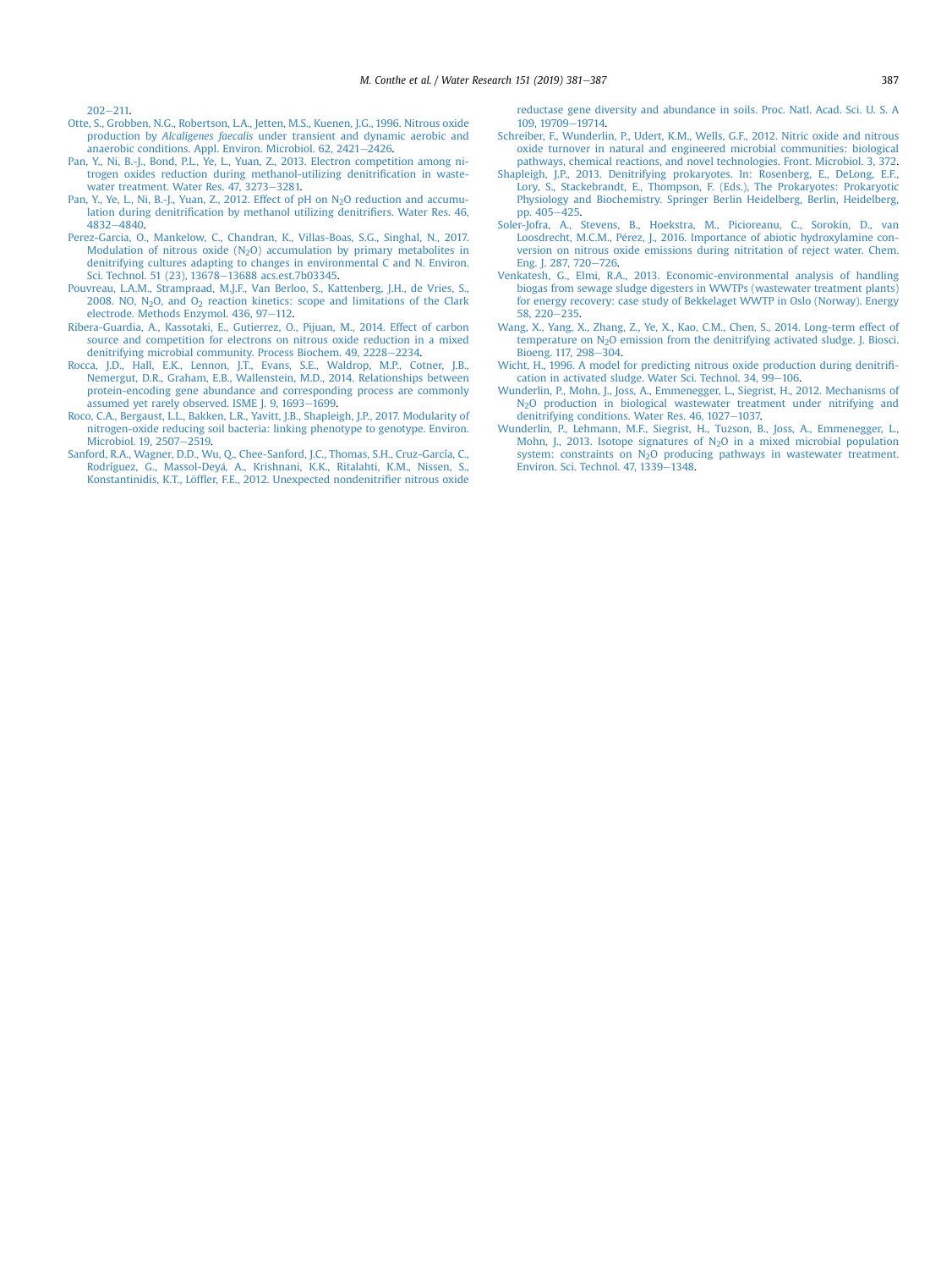202–211.

Otte, S., Grobben, N.G., Robertson, L.A., Jetten, M.S., Kuenen, J.G., 1996. Nitrous oxide production by *Alcaligenes faecalis* under transient and dynamic aerobic and anaerobic conditions. Appl. Environ. Microbiol. 62, 2421–2426.

Pan, Y., Ni, B.-J., Bond, P.L., Ye, L., Yuan, Z., 2013. Electron competition among nitrogen oxides reduction during methanol-utilizing denitrification in wastewater treatment. Water Res. 47, 3273–3281.

Pan, Y., Ye, L., Ni, B.-J., Yuan, Z., 2012. Effect of pH on $N_2O$ reduction and accumulation during denitrification by methanol utilizing denitrifiers. Water Res. 46, 4832–4840.

Perez-Garcia, O., Mankelow, C., Chandran, K., Villas-Boas, S.G., Singhal, N., 2017. Modulation of nitrous oxide ($N_2O$) accumulation by primary metabolites in denitrifying cultures adapting to changes in environmental C and N. Environ. Sci. Technol. 51 (23), 13678–13688 acs.est.7b03345.

Pouvreau, L.A.M., Strampraad, M.J.F., Van Berloo, S., Kattenberg, J.H., de Vries, S., 2008. NO, $N_2O$, and $O_2$ reaction kinetics: scope and limitations of the Clark electrode. Methods Enzymol. 436, 97–112.

Ribera-Guardia, A., Kassotaki, E., Gutierrez, O., Pijuan, M., 2014. Effect of carbon source and competition for electrons on nitrous oxide reduction in a mixed denitrifying microbial community. Process Biochem. 49, 2228–2234.

Rocca, J.D., Hall, E.K., Lennon, J.T., Evans, S.E., Waldrop, M.P., Cotner, J.B., Nemergut, D.R., Graham, E.B., Wallenstein, M.D., 2014. Relationships between protein-encoding gene abundance and corresponding process are commonly assumed yet rarely observed. ISME J. 9, 1693–1699.

Roco, C.A., Bergaust, L.L., Bakken, L.R., Yavitt, J.B., Shapleigh, J.P., 2017. Modularity of nitrogen-oxide reducing soil bacteria: linking phenotype to genotype. Environ. Microbiol. 19, 2507–2519.

Sanford, R.A., Wagner, D.D., Wu, Q., Chee-Sanford, J.C., Thomas, S.H., Cruz-García, C., Rodríguez, G., Massol-Deyá, A., Krishnani, K.K., Ritalahti, K.M., Nissen, S., Konstantinidis, K.T., Löffler, F.E., 2012. Unexpected nondenitrifier nitrous oxide reductase gene diversity and abundance in soils. Proc. Natl. Acad. Sci. U. S. A 109, 19709–19714.

Schreiber, F., Wunderlin, P., Udert, K.M., Wells, G.F., 2012. Nitric oxide and nitrous oxide turnover in natural and engineered microbial communities: biological pathways, chemical reactions, and novel technologies. Front. Microbiol. 3, 372.

Shapleigh, J.P., 2013. Denitrifying prokaryotes. In: Rosenberg, E., DeLong, E.F., Lory, S., Stackebrandt, E., Thompson, F. (Eds.), The Prokaryotes: Prokaryotic Physiology and Biochemistry. Springer Berlin Heidelberg, Berlin, Heidelberg, pp. 405–425.

Soler-Jofra, A., Stevens, B., Hoekstra, M., Picioreanu, C., Sorokin, D., van Loosdrecht, M.C.M., Pérez, J., 2016. Importance of abiotic hydroxylamine conversion on nitrous oxide emissions during nitritation of reject water. Chem. Eng. J. 287, 720–726.

Venkatesh, G., Elmi, R.A., 2013. Economic-environmental analysis of handling biogas from sewage sludge digesters in WWTPs (wastewater treatment plants) for energy recovery: case study of Bekkelaget WWTP in Oslo (Norway). Energy 58, 220–235.

Wang, X., Yang, X., Zhang, Z., Ye, X., Kao, C.M., Chen, S., 2014. Long-term effect of temperature on $N_2O$ emission from the denitrifying activated sludge. J. Biosci. Bioeng. 117, 298–304.

Wicht, H., 1996. A model for predicting nitrous oxide production during denitrification in activated sludge. Water Sci. Technol. 34, 99–106.

Wunderlin, P., Mohn, J., Joss, A., Emmenegger, L., Siegrist, H., 2012. Mechanisms of $N_2O$ production in biological wastewater treatment under nitrifying and denitrifying conditions. Water Res. 46, 1027–1037.

Wunderlin, P., Lehmann, M.F., Siegrist, H., Tuzson, B., Joss, A., Emmenegger, L., Mohn, J., 2013. Isotope signatures of $N_2O$ in a mixed microbial population system: constraints on $N_2O$ producing pathways in wastewater treatment. Environ. Sci. Technol. 47, 1339–1348.